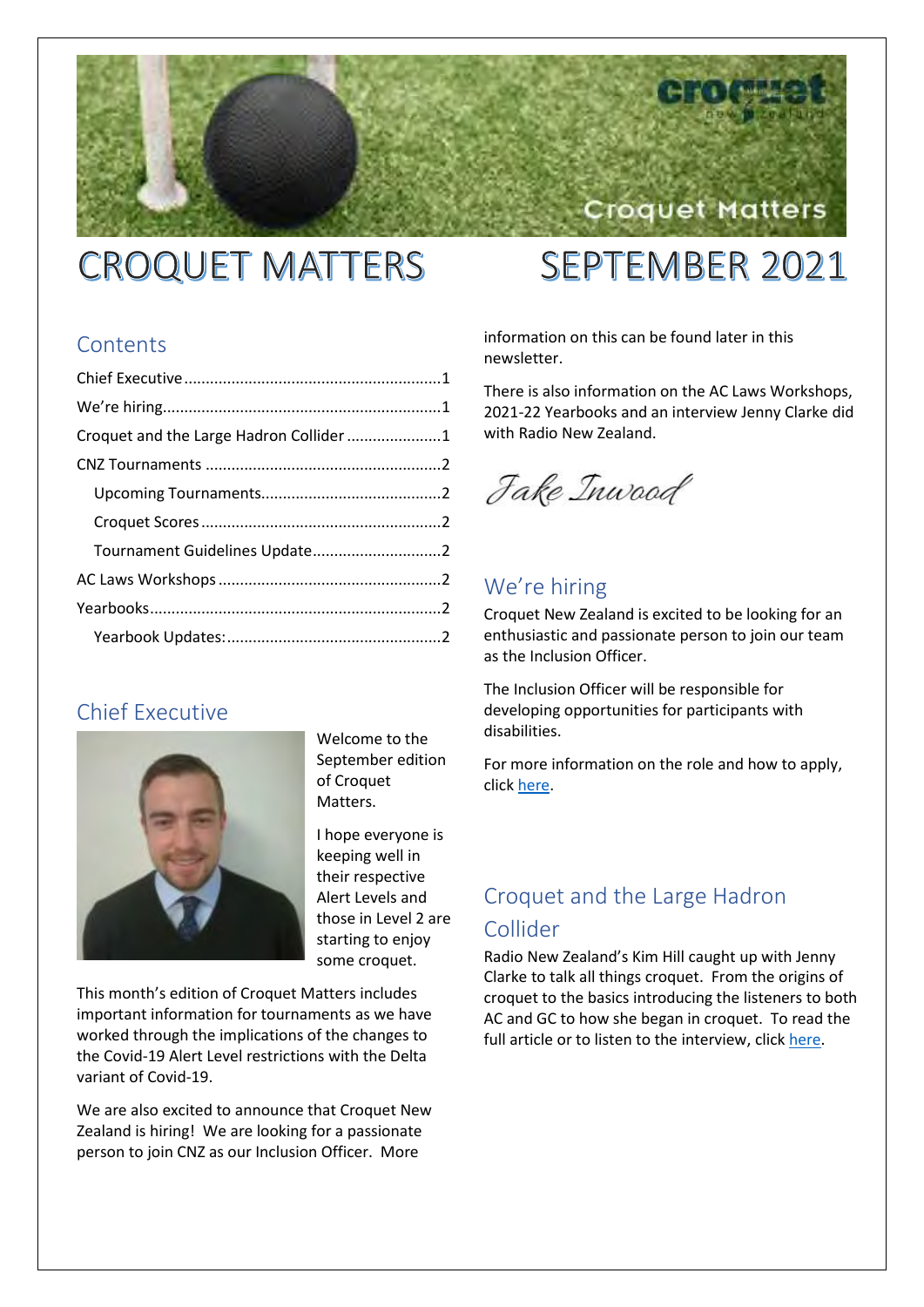# CROQUET MATTERS SEPTEMBER 2021

## Contents

Chief Executive ........................................................1
We're hiring..............................................................1
Croquet and the Large Hadron Collider ......................1
CNZ Tournaments ......................................................2
- Upcoming Tournaments.........................................2
- Croquet Scores .......................................................2
- Tournament Guidelines Update.............................2

AC Laws Workshops ...................................................2
Yearbooks...................................................................2
- Yearbook Updates:.................................................2

## Chief Executive

Welcome to the September edition of Croquet Matters.

I hope everyone is keeping well in their respective Alert Levels and those in Level 2 are starting to enjoy some croquet.

This month's edition of Croquet Matters includes important information for tournaments as we have worked through the implications of the changes to the Covid-19 Alert Level restrictions with the Delta variant of Covid-19.

We are also excited to announce that Croquet New Zealand is hiring! We are looking for a passionate person to join CNZ as our Inclusion Officer. More information on this can be found later in this newsletter.

There is also information on the AC Laws Workshops, 2021-22 Yearbooks and an interview Jenny Clarke did with Radio New Zealand.

*Jake Inwood*

## We're hiring

Croquet New Zealand is excited to be looking for an enthusiastic and passionate person to join our team as the Inclusion Officer.

The Inclusion Officer will be responsible for developing opportunities for participants with disabilities.

For more information on the role and how to apply, click here.

## Croquet and the Large Hadron Collider

Radio New Zealand's Kim Hill caught up with Jenny Clarke to talk all things croquet. From the origins of croquet to the basics introducing the listeners to both AC and GC to how she began in croquet. To read the full article or to listen to the interview, click here.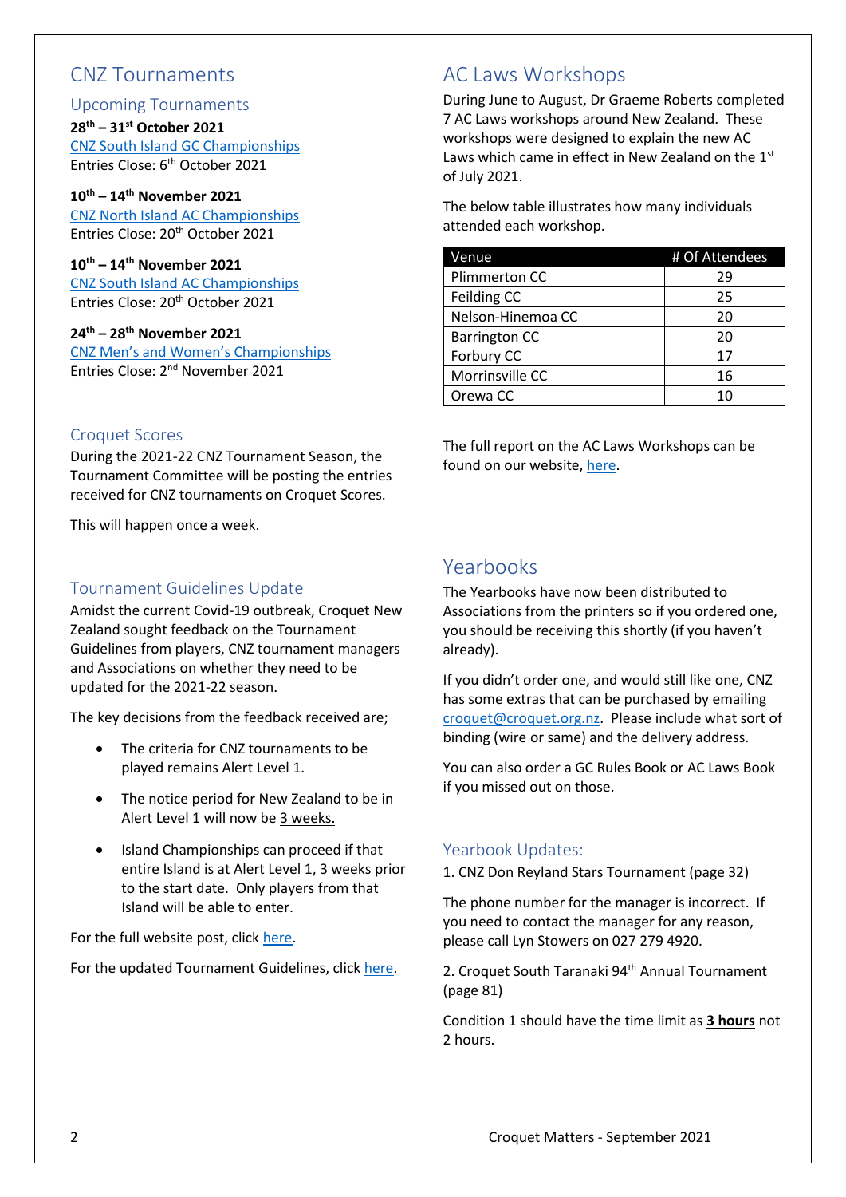# CNZ Tournaments

## Upcoming Tournaments

**28th – 31st October 2021**
CNZ South Island GC Championships
Entries Close: 6th October 2021

**10th – 14th November 2021**
CNZ North Island AC Championships
Entries Close: 20th October 2021

**10th – 14th November 2021**
CNZ South Island AC Championships
Entries Close: 20th October 2021

**24th – 28th November 2021**
CNZ Men's and Women's Championships
Entries Close: 2nd November 2021

## Croquet Scores

During the 2021-22 CNZ Tournament Season, the Tournament Committee will be posting the entries received for CNZ tournaments on Croquet Scores.

This will happen once a week.

## Tournament Guidelines Update

Amidst the current Covid-19 outbreak, Croquet New Zealand sought feedback on the Tournament Guidelines from players, CNZ tournament managers and Associations on whether they need to be updated for the 2021-22 season.

The key decisions from the feedback received are;

- The criteria for CNZ tournaments to be played remains Alert Level 1.
- The notice period for New Zealand to be in Alert Level 1 will now be 3 weeks.
- Island Championships can proceed if that entire Island is at Alert Level 1, 3 weeks prior to the start date. Only players from that Island will be able to enter.

For the full website post, click here.

For the updated Tournament Guidelines, click here.

# AC Laws Workshops

During June to August, Dr Graeme Roberts completed 7 AC Laws workshops around New Zealand. These workshops were designed to explain the new AC Laws which came in effect in New Zealand on the 1st of July 2021.

The below table illustrates how many individuals attended each workshop.

| Venue | # Of Attendees |
|---|---|
| Plimmerton CC | 29 |
| Feilding CC | 25 |
| Nelson-Hinemoa CC | 20 |
| Barrington CC | 20 |
| Forbury CC | 17 |
| Morrinsville CC | 16 |
| Orewa CC | 10 |

The full report on the AC Laws Workshops can be found on our website, here.

# Yearbooks

The Yearbooks have now been distributed to Associations from the printers so if you ordered one, you should be receiving this shortly (if you haven't already).

If you didn't order one, and would still like one, CNZ has some extras that can be purchased by emailing croquet@croquet.org.nz. Please include what sort of binding (wire or same) and the delivery address.

You can also order a GC Rules Book or AC Laws Book if you missed out on those.

## Yearbook Updates:

1. CNZ Don Reyland Stars Tournament (page 32)

The phone number for the manager is incorrect. If you need to contact the manager for any reason, please call Lyn Stowers on 027 279 4920.

2. Croquet South Taranaki 94th Annual Tournament (page 81)

Condition 1 should have the time limit as **3 hours** not 2 hours.